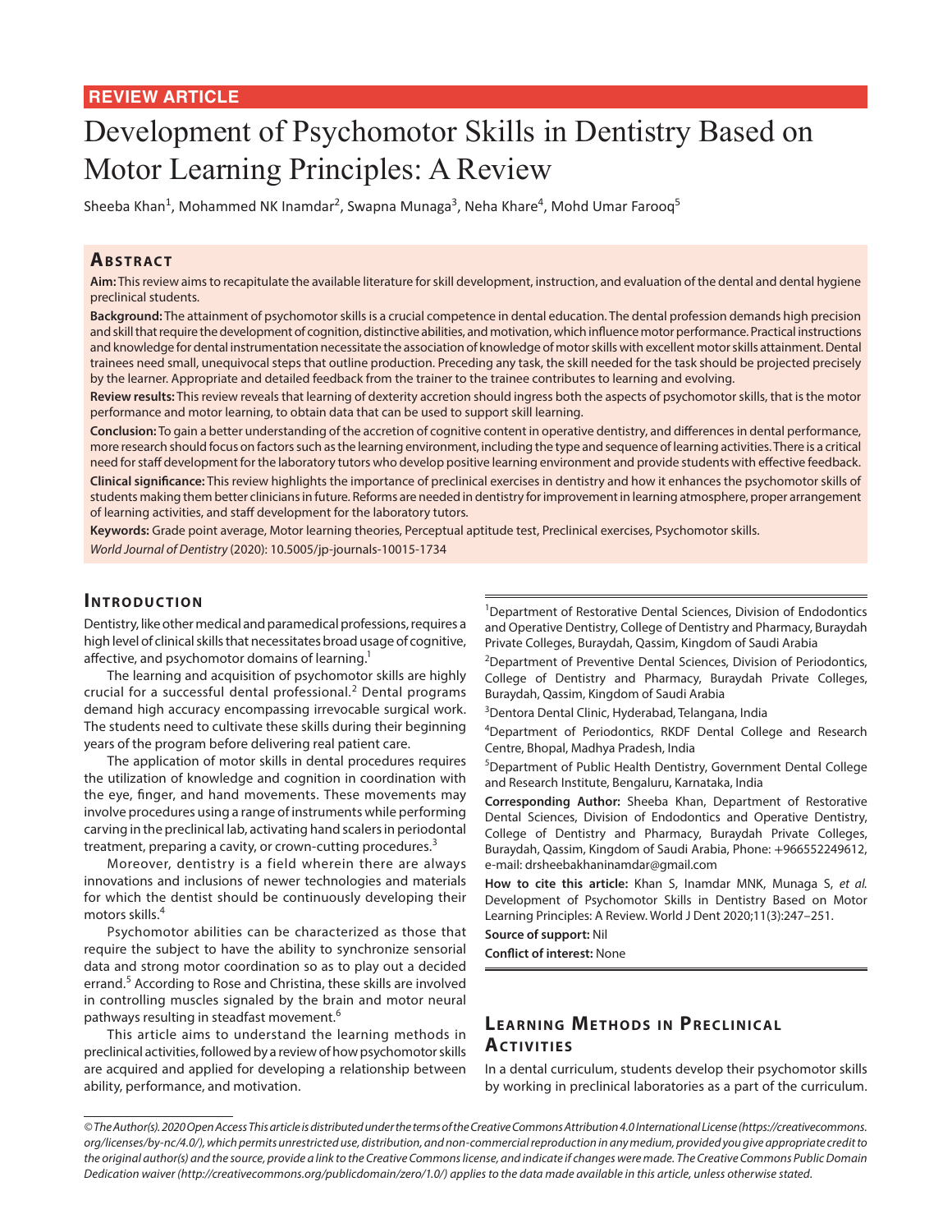REVIEW ARTICLE

# Development of Psychomotor Skills in Dentistry Based on Motor Learning Principles: A Review

Sheeba Khan[1], Mohammed NK Inamdar[2], Swapna Munaga[3], Neha Khare[4], Mohd Umar Farooq[5]

## Abstract

**Aim:** This review aims to recapitulate the available literature for skill development, instruction, and evaluation of the dental and dental hygiene preclinical students.

**Background:** The attainment of psychomotor skills is a crucial competence in dental education. The dental profession demands high precision and skill that require the development of cognition, distinctive abilities, and motivation, which influence motor performance. Practical instructions and knowledge for dental instrumentation necessitate the association of knowledge of motor skills with excellent motor skills attainment. Dental trainees need small, unequivocal steps that outline production. Preceding any task, the skill needed for the task should be projected precisely by the learner. Appropriate and detailed feedback from the trainer to the trainee contributes to learning and evolving.

**Review results:** This review reveals that learning of dexterity accretion should ingress both the aspects of psychomotor skills, that is the motor performance and motor learning, to obtain data that can be used to support skill learning.

**Conclusion:** To gain a better understanding of the accretion of cognitive content in operative dentistry, and differences in dental performance, more research should focus on factors such as the learning environment, including the type and sequence of learning activities. There is a critical need for staff development for the laboratory tutors who develop positive learning environment and provide students with effective feedback.

**Clinical significance:** This review highlights the importance of preclinical exercises in dentistry and how it enhances the psychomotor skills of students making them better clinicians in future. Reforms are needed in dentistry for improvement in learning atmosphere, proper arrangement of learning activities, and staff development for the laboratory tutors.

**Keywords:** Grade point average, Motor learning theories, Perceptual aptitude test, Preclinical exercises, Psychomotor skills.

*World Journal of Dentistry* (2020): 10.5005/jp-journals-10015-1734

## Introduction

Dentistry, like other medical and paramedical professions, requires a high level of clinical skills that necessitates broad usage of cognitive, affective, and psychomotor domains of learning.[1]

The learning and acquisition of psychomotor skills are highly crucial for a successful dental professional.[2] Dental programs demand high accuracy encompassing irrevocable surgical work. The students need to cultivate these skills during their beginning years of the program before delivering real patient care.

The application of motor skills in dental procedures requires the utilization of knowledge and cognition in coordination with the eye, finger, and hand movements. These movements may involve procedures using a range of instruments while performing carving in the preclinical lab, activating hand scalers in periodontal treatment, preparing a cavity, or crown-cutting procedures.[3]

Moreover, dentistry is a field wherein there are always innovations and inclusions of newer technologies and materials for which the dentist should be continuously developing their motors skills.[4]

Psychomotor abilities can be characterized as those that require the subject to have the ability to synchronize sensorial data and strong motor coordination so as to play out a decided errand.[5] According to Rose and Christina, these skills are involved in controlling muscles signaled by the brain and motor neural pathways resulting in steadfast movement.[6]

This article aims to understand the learning methods in preclinical activities, followed by a review of how psychomotor skills are acquired and applied for developing a relationship between ability, performance, and motivation.

[1]Department of Restorative Dental Sciences, Division of Endodontics and Operative Dentistry, College of Dentistry and Pharmacy, Buraydah Private Colleges, Buraydah, Qassim, Kingdom of Saudi Arabia

[2]Department of Preventive Dental Sciences, Division of Periodontics, College of Dentistry and Pharmacy, Buraydah Private Colleges, Buraydah, Qassim, Kingdom of Saudi Arabia

[3]Dentora Dental Clinic, Hyderabad, Telangana, India

[4]Department of Periodontics, RKDF Dental College and Research Centre, Bhopal, Madhya Pradesh, India

[5]Department of Public Health Dentistry, Government Dental College and Research Institute, Bengaluru, Karnataka, India

**Corresponding Author:** Sheeba Khan, Department of Restorative Dental Sciences, Division of Endodontics and Operative Dentistry, College of Dentistry and Pharmacy, Buraydah Private Colleges, Buraydah, Qassim, Kingdom of Saudi Arabia, Phone: +966552249612, e-mail: drsheebakhaninamdar@gmail.com

**How to cite this article:** Khan S, Inamdar MNK, Munaga S, *et al.* Development of Psychomotor Skills in Dentistry Based on Motor Learning Principles: A Review. World J Dent 2020;11(3):247–251.

**Source of support:** Nil

**Conflict of interest:** None

## Learning Methods in Preclinical Activities

In a dental curriculum, students develop their psychomotor skills by working in preclinical laboratories as a part of the curriculum.

*© The Author(s). 2020 Open Access This article is distributed under the terms of the Creative Commons Attribution 4.0 International License (https://creativecommons.org/licenses/by-nc/4.0/), which permits unrestricted use, distribution, and non-commercial reproduction in any medium, provided you give appropriate credit to the original author(s) and the source, provide a link to the Creative Commons license, and indicate if changes were made. The Creative Commons Public Domain Dedication waiver (http://creativecommons.org/publicdomain/zero/1.0/) applies to the data made available in this article, unless otherwise stated.*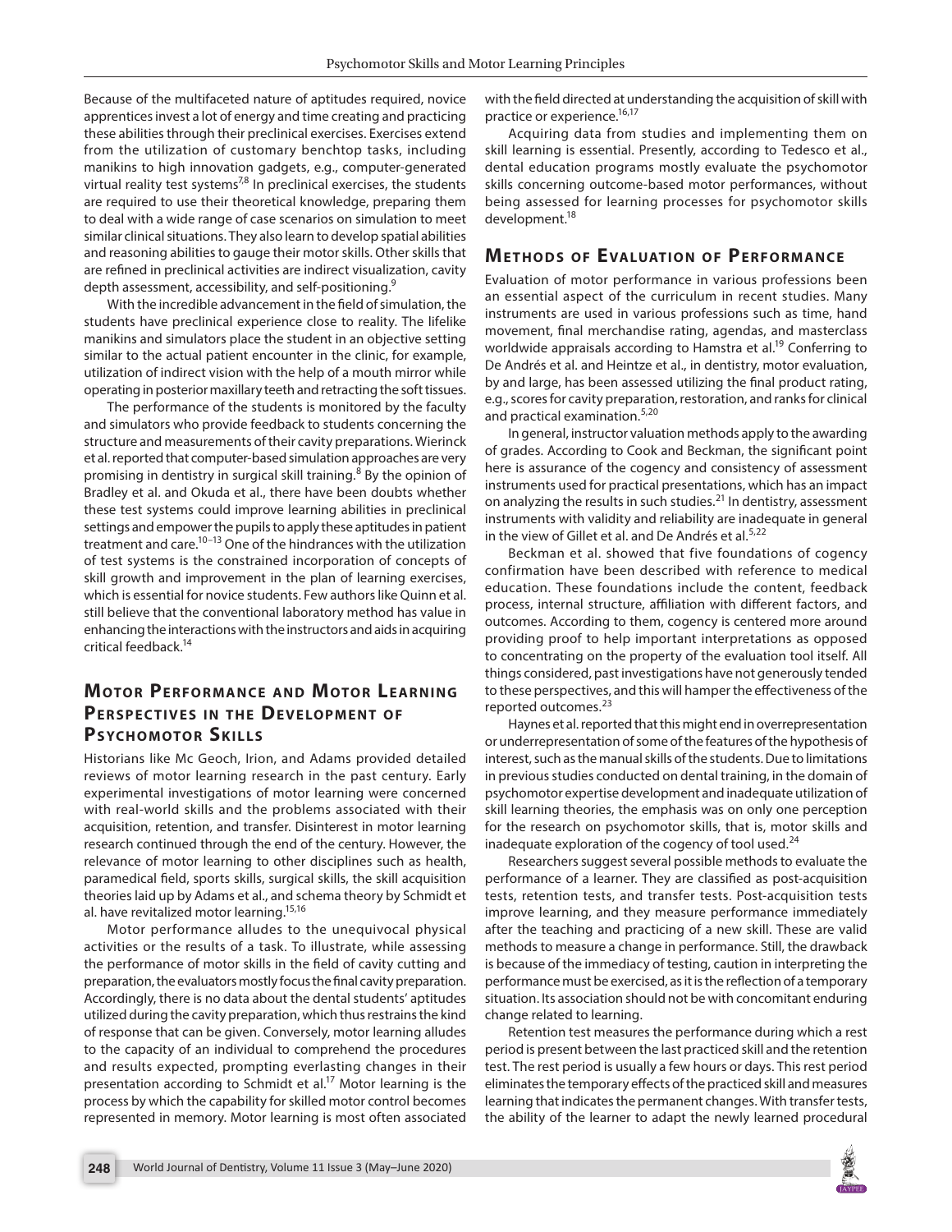Because of the multifaceted nature of aptitudes required, novice apprentices invest a lot of energy and time creating and practicing these abilities through their preclinical exercises. Exercises extend from the utilization of customary benchtop tasks, including manikins to high innovation gadgets, e.g., computer-generated virtual reality test systems[7,8] In preclinical exercises, the students are required to use their theoretical knowledge, preparing them to deal with a wide range of case scenarios on simulation to meet similar clinical situations. They also learn to develop spatial abilities and reasoning abilities to gauge their motor skills. Other skills that are refined in preclinical activities are indirect visualization, cavity depth assessment, accessibility, and self-positioning.[9]

With the incredible advancement in the field of simulation, the students have preclinical experience close to reality. The lifelike manikins and simulators place the student in an objective setting similar to the actual patient encounter in the clinic, for example, utilization of indirect vision with the help of a mouth mirror while operating in posterior maxillary teeth and retracting the soft tissues.

The performance of the students is monitored by the faculty and simulators who provide feedback to students concerning the structure and measurements of their cavity preparations. Wierinck et al. reported that computer-based simulation approaches are very promising in dentistry in surgical skill training.[8] By the opinion of Bradley et al. and Okuda et al., there have been doubts whether these test systems could improve learning abilities in preclinical settings and empower the pupils to apply these aptitudes in patient treatment and care.[10–13] One of the hindrances with the utilization of test systems is the constrained incorporation of concepts of skill growth and improvement in the plan of learning exercises, which is essential for novice students. Few authors like Quinn et al. still believe that the conventional laboratory method has value in enhancing the interactions with the instructors and aids in acquiring critical feedback.[14]

## Motor Performance and Motor Learning Perspectives in the Development of Psychomotor Skills

Historians like Mc Geoch, Irion, and Adams provided detailed reviews of motor learning research in the past century. Early experimental investigations of motor learning were concerned with real-world skills and the problems associated with their acquisition, retention, and transfer. Disinterest in motor learning research continued through the end of the century. However, the relevance of motor learning to other disciplines such as health, paramedical field, sports skills, surgical skills, the skill acquisition theories laid up by Adams et al., and schema theory by Schmidt et al. have revitalized motor learning.[15,16]

Motor performance alludes to the unequivocal physical activities or the results of a task. To illustrate, while assessing the performance of motor skills in the field of cavity cutting and preparation, the evaluators mostly focus the final cavity preparation. Accordingly, there is no data about the dental students' aptitudes utilized during the cavity preparation, which thus restrains the kind of response that can be given. Conversely, motor learning alludes to the capacity of an individual to comprehend the procedures and results expected, prompting everlasting changes in their presentation according to Schmidt et al.[17] Motor learning is the process by which the capability for skilled motor control becomes represented in memory. Motor learning is most often associated with the field directed at understanding the acquisition of skill with practice or experience.[16,17]

Acquiring data from studies and implementing them on skill learning is essential. Presently, according to Tedesco et al., dental education programs mostly evaluate the psychomotor skills concerning outcome-based motor performances, without being assessed for learning processes for psychomotor skills development.[18]

## Methods of Evaluation of Performance

Evaluation of motor performance in various professions been an essential aspect of the curriculum in recent studies. Many instruments are used in various professions such as time, hand movement, final merchandise rating, agendas, and masterclass worldwide appraisals according to Hamstra et al.[19] Conferring to De Andrés et al. and Heintze et al., in dentistry, motor evaluation, by and large, has been assessed utilizing the final product rating, e.g., scores for cavity preparation, restoration, and ranks for clinical and practical examination.[5,20]

In general, instructor valuation methods apply to the awarding of grades. According to Cook and Beckman, the significant point here is assurance of the cogency and consistency of assessment instruments used for practical presentations, which has an impact on analyzing the results in such studies.[21] In dentistry, assessment instruments with validity and reliability are inadequate in general in the view of Gillet et al. and De Andrés et al.[5,22]

Beckman et al. showed that five foundations of cogency confirmation have been described with reference to medical education. These foundations include the content, feedback process, internal structure, affiliation with different factors, and outcomes. According to them, cogency is centered more around providing proof to help important interpretations as opposed to concentrating on the property of the evaluation tool itself. All things considered, past investigations have not generously tended to these perspectives, and this will hamper the effectiveness of the reported outcomes.[23]

Haynes et al. reported that this might end in overrepresentation or underrepresentation of some of the features of the hypothesis of interest, such as the manual skills of the students. Due to limitations in previous studies conducted on dental training, in the domain of psychomotor expertise development and inadequate utilization of skill learning theories, the emphasis was on only one perception for the research on psychomotor skills, that is, motor skills and inadequate exploration of the cogency of tool used.[24]

Researchers suggest several possible methods to evaluate the performance of a learner. They are classified as post-acquisition tests, retention tests, and transfer tests. Post-acquisition tests improve learning, and they measure performance immediately after the teaching and practicing of a new skill. These are valid methods to measure a change in performance. Still, the drawback is because of the immediacy of testing, caution in interpreting the performance must be exercised, as it is the reflection of a temporary situation. Its association should not be with concomitant enduring change related to learning.

Retention test measures the performance during which a rest period is present between the last practiced skill and the retention test. The rest period is usually a few hours or days. This rest period eliminates the temporary effects of the practiced skill and measures learning that indicates the permanent changes. With transfer tests, the ability of the learner to adapt the newly learned procedural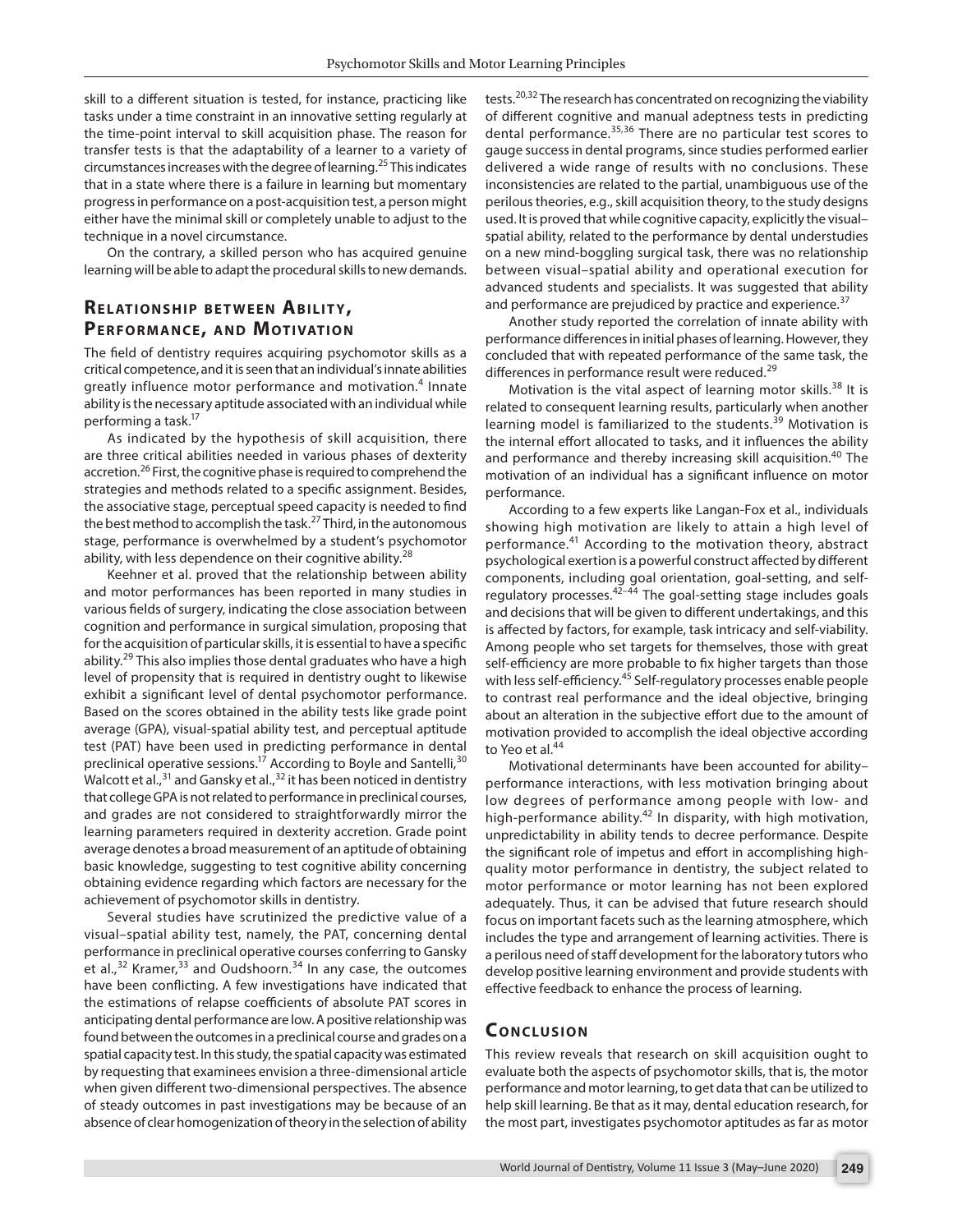skill to a different situation is tested, for instance, practicing like tasks under a time constraint in an innovative setting regularly at the time-point interval to skill acquisition phase. The reason for transfer tests is that the adaptability of a learner to a variety of circumstances increases with the degree of learning.[25] This indicates that in a state where there is a failure in learning but momentary progress in performance on a post-acquisition test, a person might either have the minimal skill or completely unable to adjust to the technique in a novel circumstance.

On the contrary, a skilled person who has acquired genuine learning will be able to adapt the procedural skills to new demands.

## Relationship between Ability, Performance, and Motivation

The field of dentistry requires acquiring psychomotor skills as a critical competence, and it is seen that an individual's innate abilities greatly influence motor performance and motivation.[4] Innate ability is the necessary aptitude associated with an individual while performing a task.[17]

As indicated by the hypothesis of skill acquisition, there are three critical abilities needed in various phases of dexterity accretion.[26] First, the cognitive phase is required to comprehend the strategies and methods related to a specific assignment. Besides, the associative stage, perceptual speed capacity is needed to find the best method to accomplish the task.[27] Third, in the autonomous stage, performance is overwhelmed by a student's psychomotor ability, with less dependence on their cognitive ability.[28]

Keehner et al. proved that the relationship between ability and motor performances has been reported in many studies in various fields of surgery, indicating the close association between cognition and performance in surgical simulation, proposing that for the acquisition of particular skills, it is essential to have a specific ability.[29] This also implies those dental graduates who have a high level of propensity that is required in dentistry ought to likewise exhibit a significant level of dental psychomotor performance. Based on the scores obtained in the ability tests like grade point average (GPA), visual-spatial ability test, and perceptual aptitude test (PAT) have been used in predicting performance in dental preclinical operative sessions.[17] According to Boyle and Santelli,[30] Walcott et al.,[31] and Gansky et al.,[32] it has been noticed in dentistry that college GPA is not related to performance in preclinical courses, and grades are not considered to straightforwardly mirror the learning parameters required in dexterity accretion. Grade point average denotes a broad measurement of an aptitude of obtaining basic knowledge, suggesting to test cognitive ability concerning obtaining evidence regarding which factors are necessary for the achievement of psychomotor skills in dentistry.

Several studies have scrutinized the predictive value of a visual–spatial ability test, namely, the PAT, concerning dental performance in preclinical operative courses conferring to Gansky et al.,[32] Kramer,[33] and Oudshoorn.[34] In any case, the outcomes have been conflicting. A few investigations have indicated that the estimations of relapse coefficients of absolute PAT scores in anticipating dental performance are low. A positive relationship was found between the outcomes in a preclinical course and grades on a spatial capacity test. In this study, the spatial capacity was estimated by requesting that examinees envision a three-dimensional article when given different two-dimensional perspectives. The absence of steady outcomes in past investigations may be because of an absence of clear homogenization of theory in the selection of ability tests.[20,32] The research has concentrated on recognizing the viability of different cognitive and manual adeptness tests in predicting dental performance.[35,36] There are no particular test scores to gauge success in dental programs, since studies performed earlier delivered a wide range of results with no conclusions. These inconsistencies are related to the partial, unambiguous use of the perilous theories, e.g., skill acquisition theory, to the study designs used. It is proved that while cognitive capacity, explicitly the visual–spatial ability, related to the performance by dental understudies on a new mind-boggling surgical task, there was no relationship between visual–spatial ability and operational execution for advanced students and specialists. It was suggested that ability and performance are prejudiced by practice and experience.[37]

Another study reported the correlation of innate ability with performance differences in initial phases of learning. However, they concluded that with repeated performance of the same task, the differences in performance result were reduced.[29]

Motivation is the vital aspect of learning motor skills.[38] It is related to consequent learning results, particularly when another learning model is familiarized to the students.[39] Motivation is the internal effort allocated to tasks, and it influences the ability and performance and thereby increasing skill acquisition.[40] The motivation of an individual has a significant influence on motor performance.

According to a few experts like Langan-Fox et al., individuals showing high motivation are likely to attain a high level of performance.[41] According to the motivation theory, abstract psychological exertion is a powerful construct affected by different components, including goal orientation, goal-setting, and self-regulatory processes.[42–44] The goal-setting stage includes goals and decisions that will be given to different undertakings, and this is affected by factors, for example, task intricacy and self-viability. Among people who set targets for themselves, those with great self-efficiency are more probable to fix higher targets than those with less self-efficiency.[45] Self-regulatory processes enable people to contrast real performance and the ideal objective, bringing about an alteration in the subjective effort due to the amount of motivation provided to accomplish the ideal objective according to Yeo et al.[44]

Motivational determinants have been accounted for ability–performance interactions, with less motivation bringing about low degrees of performance among people with low- and high-performance ability.[42] In disparity, with high motivation, unpredictability in ability tends to decree performance. Despite the significant role of impetus and effort in accomplishing high-quality motor performance in dentistry, the subject related to motor performance or motor learning has not been explored adequately. Thus, it can be advised that future research should focus on important facets such as the learning atmosphere, which includes the type and arrangement of learning activities. There is a perilous need of staff development for the laboratory tutors who develop positive learning environment and provide students with effective feedback to enhance the process of learning.

## Conclusion

This review reveals that research on skill acquisition ought to evaluate both the aspects of psychomotor skills, that is, the motor performance and motor learning, to get data that can be utilized to help skill learning. Be that as it may, dental education research, for the most part, investigates psychomotor aptitudes as far as motor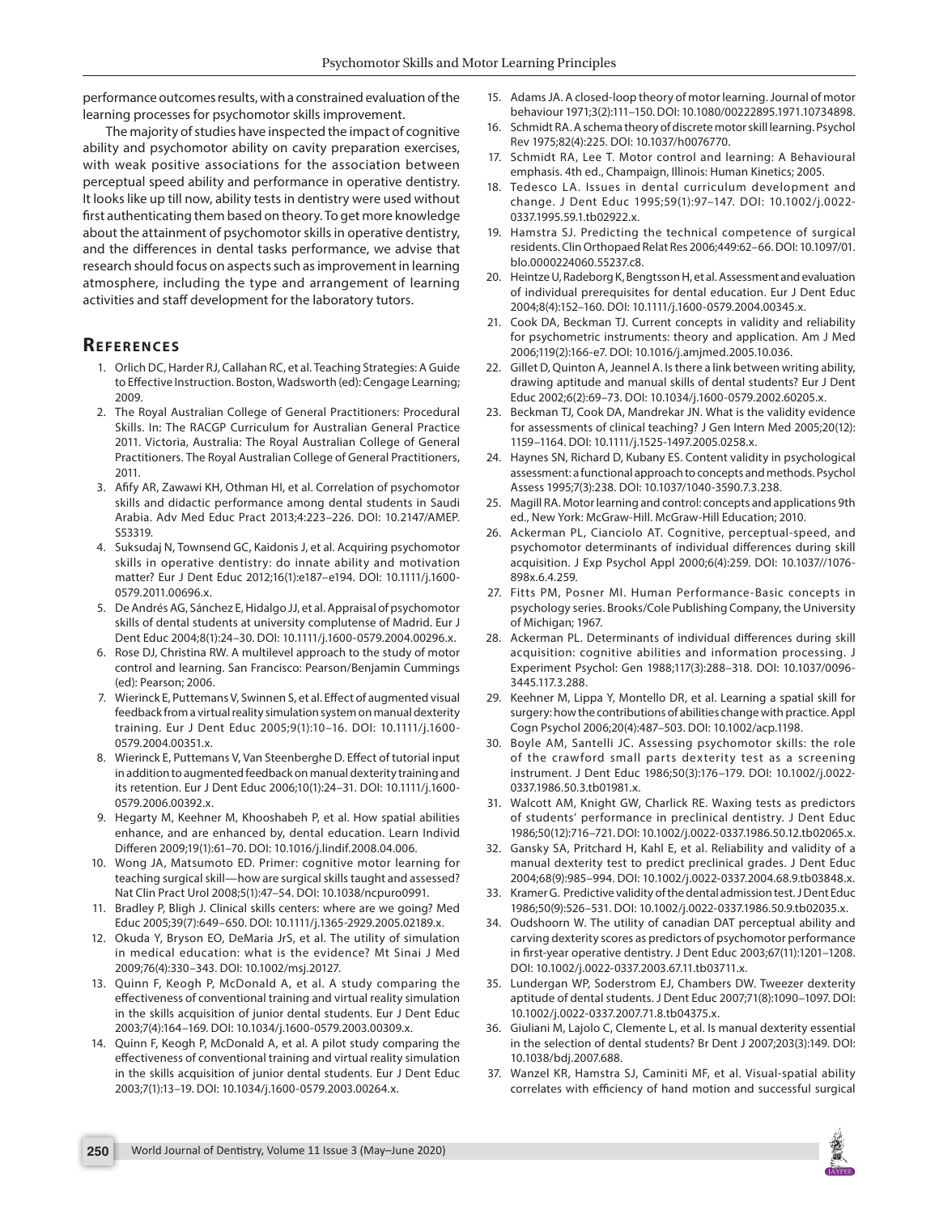performance outcomes results, with a constrained evaluation of the learning processes for psychomotor skills improvement.

The majority of studies have inspected the impact of cognitive ability and psychomotor ability on cavity preparation exercises, with weak positive associations for the association between perceptual speed ability and performance in operative dentistry. It looks like up till now, ability tests in dentistry were used without first authenticating them based on theory. To get more knowledge about the attainment of psychomotor skills in operative dentistry, and the differences in dental tasks performance, we advise that research should focus on aspects such as improvement in learning atmosphere, including the type and arrangement of learning activities and staff development for the laboratory tutors.

## References

1. Orlich DC, Harder RJ, Callahan RC, et al. Teaching Strategies: A Guide to Effective Instruction. Boston, Wadsworth (ed): Cengage Learning; 2009.
2. The Royal Australian College of General Practitioners: Procedural Skills. In: The RACGP Curriculum for Australian General Practice 2011. Victoria, Australia: The Royal Australian College of General Practitioners. The Royal Australian College of General Practitioners, 2011.
3. Afify AR, Zawawi KH, Othman HI, et al. Correlation of psychomotor skills and didactic performance among dental students in Saudi Arabia. Adv Med Educ Pract 2013;4:223–226. DOI: 10.2147/AMEP.S53319.
4. Suksudaj N, Townsend GC, Kaidonis J, et al. Acquiring psychomotor skills in operative dentistry: do innate ability and motivation matter? Eur J Dent Educ 2012;16(1):e187–e194. DOI: 10.1111/j.1600-0579.2011.00696.x.
5. De Andrés AG, Sánchez E, Hidalgo JJ, et al. Appraisal of psychomotor skills of dental students at university complutense of Madrid. Eur J Dent Educ 2004;8(1):24–30. DOI: 10.1111/j.1600-0579.2004.00296.x.
6. Rose DJ, Christina RW. A multilevel approach to the study of motor control and learning. San Francisco: Pearson/Benjamin Cummings (ed): Pearson; 2006.
7. Wierinck E, Puttemans V, Swinnen S, et al. Effect of augmented visual feedback from a virtual reality simulation system on manual dexterity training. Eur J Dent Educ 2005;9(1):10–16. DOI: 10.1111/j.1600-0579.2004.00351.x.
8. Wierinck E, Puttemans V, Van Steenberghe D. Effect of tutorial input in addition to augmented feedback on manual dexterity training and its retention. Eur J Dent Educ 2006;10(1):24–31. DOI: 10.1111/j.1600-0579.2006.00392.x.
9. Hegarty M, Keehner M, Khooshabeh P, et al. How spatial abilities enhance, and are enhanced by, dental education. Learn Individ Differen 2009;19(1):61–70. DOI: 10.1016/j.lindif.2008.04.006.
10. Wong JA, Matsumoto ED. Primer: cognitive motor learning for teaching surgical skill—how are surgical skills taught and assessed? Nat Clin Pract Urol 2008;5(1):47–54. DOI: 10.1038/ncpuro0991.
11. Bradley P, Bligh J. Clinical skills centers: where are we going? Med Educ 2005;39(7):649–650. DOI: 10.1111/j.1365-2929.2005.02189.x.
12. Okuda Y, Bryson EO, DeMaria JrS, et al. The utility of simulation in medical education: what is the evidence? Mt Sinai J Med 2009;76(4):330–343. DOI: 10.1002/msj.20127.
13. Quinn F, Keogh P, McDonald A, et al. A study comparing the effectiveness of conventional training and virtual reality simulation in the skills acquisition of junior dental students. Eur J Dent Educ 2003;7(4):164–169. DOI: 10.1034/j.1600-0579.2003.00309.x.
14. Quinn F, Keogh P, McDonald A, et al. A pilot study comparing the effectiveness of conventional training and virtual reality simulation in the skills acquisition of junior dental students. Eur J Dent Educ 2003;7(1):13–19. DOI: 10.1034/j.1600-0579.2003.00264.x.
15. Adams JA. A closed-loop theory of motor learning. Journal of motor behaviour 1971;3(2):111–150. DOI: 10.1080/00222895.1971.10734898.
16. Schmidt RA. A schema theory of discrete motor skill learning. Psychol Rev 1975;82(4):225. DOI: 10.1037/h0076770.
17. Schmidt RA, Lee T. Motor control and learning: A Behavioural emphasis. 4th ed., Champaign, Illinois: Human Kinetics; 2005.
18. Tedesco LA. Issues in dental curriculum development and change. J Dent Educ 1995;59(1):97–147. DOI: 10.1002/j.0022-0337.1995.59.1.tb02922.x.
19. Hamstra SJ. Predicting the technical competence of surgical residents. Clin Orthopaed Relat Res 2006;449:62–66. DOI: 10.1097/01.blo.0000224060.55237.c8.
20. Heintze U, Radeborg K, Bengtsson H, et al. Assessment and evaluation of individual prerequisites for dental education. Eur J Dent Educ 2004;8(4):152–160. DOI: 10.1111/j.1600-0579.2004.00345.x.
21. Cook DA, Beckman TJ. Current concepts in validity and reliability for psychometric instruments: theory and application. Am J Med 2006;119(2):166-e7. DOI: 10.1016/j.amjmed.2005.10.036.
22. Gillet D, Quinton A, Jeannel A. Is there a link between writing ability, drawing aptitude and manual skills of dental students? Eur J Dent Educ 2002;6(2):69–73. DOI: 10.1034/j.1600-0579.2002.60205.x.
23. Beckman TJ, Cook DA, Mandrekar JN. What is the validity evidence for assessments of clinical teaching? J Gen Intern Med 2005;20(12): 1159–1164. DOI: 10.1111/j.1525-1497.2005.0258.x.
24. Haynes SN, Richard D, Kubany ES. Content validity in psychological assessment: a functional approach to concepts and methods. Psychol Assess 1995;7(3):238. DOI: 10.1037/1040-3590.7.3.238.
25. Magill RA. Motor learning and control: concepts and applications 9th ed., New York: McGraw-Hill. McGraw-Hill Education; 2010.
26. Ackerman PL, Cianciolo AT. Cognitive, perceptual-speed, and psychomotor determinants of individual differences during skill acquisition. J Exp Psychol Appl 2000;6(4):259. DOI: 10.1037//1076-898x.6.4.259.
27. Fitts PM, Posner MI. Human Performance-Basic concepts in psychology series. Brooks/Cole Publishing Company, the University of Michigan; 1967.
28. Ackerman PL. Determinants of individual differences during skill acquisition: cognitive abilities and information processing. J Experiment Psychol: Gen 1988;117(3):288–318. DOI: 10.1037/0096-3445.117.3.288.
29. Keehner M, Lippa Y, Montello DR, et al. Learning a spatial skill for surgery: how the contributions of abilities change with practice. Appl Cogn Psychol 2006;20(4):487–503. DOI: 10.1002/acp.1198.
30. Boyle AM, Santelli JC. Assessing psychomotor skills: the role of the crawford small parts dexterity test as a screening instrument. J Dent Educ 1986;50(3):176–179. DOI: 10.1002/j.0022-0337.1986.50.3.tb01981.x.
31. Walcott AM, Knight GW, Charlick RE. Waxing tests as predictors of students' performance in preclinical dentistry. J Dent Educ 1986;50(12):716–721. DOI: 10.1002/j.0022-0337.1986.50.12.tb02065.x.
32. Gansky SA, Pritchard H, Kahl E, et al. Reliability and validity of a manual dexterity test to predict preclinical grades. J Dent Educ 2004;68(9):985–994. DOI: 10.1002/j.0022-0337.2004.68.9.tb03848.x.
33. Kramer G. Predictive validity of the dental admission test. J Dent Educ 1986;50(9):526–531. DOI: 10.1002/j.0022-0337.1986.50.9.tb02035.x.
34. Oudshoorn W. The utility of canadian DAT perceptual ability and carving dexterity scores as predictors of psychomotor performance in first-year operative dentistry. J Dent Educ 2003;67(11):1201–1208. DOI: 10.1002/j.0022-0337.2003.67.11.tb03711.x.
35. Lundergan WP, Soderstrom EJ, Chambers DW. Tweezer dexterity aptitude of dental students. J Dent Educ 2007;71(8):1090–1097. DOI: 10.1002/j.0022-0337.2007.71.8.tb04375.x.
36. Giuliani M, Lajolo C, Clemente L, et al. Is manual dexterity essential in the selection of dental students? Br Dent J 2007;203(3):149. DOI: 10.1038/bdj.2007.688.
37. Wanzel KR, Hamstra SJ, Caminiti MF, et al. Visual-spatial ability correlates with efficiency of hand motion and successful surgical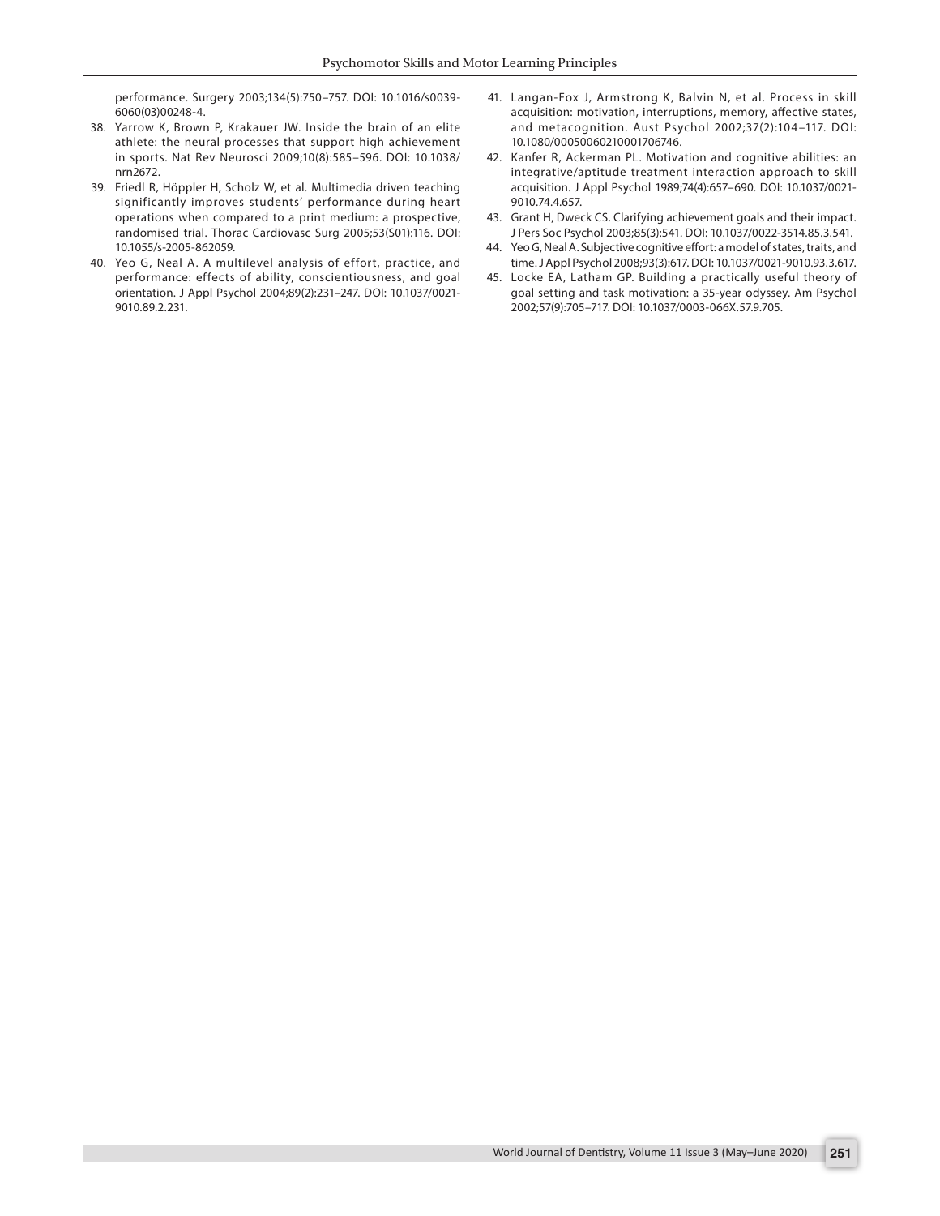performance. Surgery 2003;134(5):750–757. DOI: 10.1016/s0039-6060(03)00248-4.

38. Yarrow K, Brown P, Krakauer JW. Inside the brain of an elite athlete: the neural processes that support high achievement in sports. Nat Rev Neurosci 2009;10(8):585–596. DOI: 10.1038/nrn2672.
39. Friedl R, Höppler H, Scholz W, et al. Multimedia driven teaching significantly improves students' performance during heart operations when compared to a print medium: a prospective, randomised trial. Thorac Cardiovasc Surg 2005;53(S01):116. DOI: 10.1055/s-2005-862059.
40. Yeo G, Neal A. A multilevel analysis of effort, practice, and performance: effects of ability, conscientiousness, and goal orientation. J Appl Psychol 2004;89(2):231–247. DOI: 10.1037/0021-9010.89.2.231.
41. Langan-Fox J, Armstrong K, Balvin N, et al. Process in skill acquisition: motivation, interruptions, memory, affective states, and metacognition. Aust Psychol 2002;37(2):104–117. DOI: 10.1080/00050060210001706746.
42. Kanfer R, Ackerman PL. Motivation and cognitive abilities: an integrative/aptitude treatment interaction approach to skill acquisition. J Appl Psychol 1989;74(4):657–690. DOI: 10.1037/0021-9010.74.4.657.
43. Grant H, Dweck CS. Clarifying achievement goals and their impact. J Pers Soc Psychol 2003;85(3):541. DOI: 10.1037/0022-3514.85.3.541.
44. Yeo G, Neal A. Subjective cognitive effort: a model of states, traits, and time. J Appl Psychol 2008;93(3):617. DOI: 10.1037/0021-9010.93.3.617.
45. Locke EA, Latham GP. Building a practically useful theory of goal setting and task motivation: a 35-year odyssey. Am Psychol 2002;57(9):705–717. DOI: 10.1037/0003-066X.57.9.705.